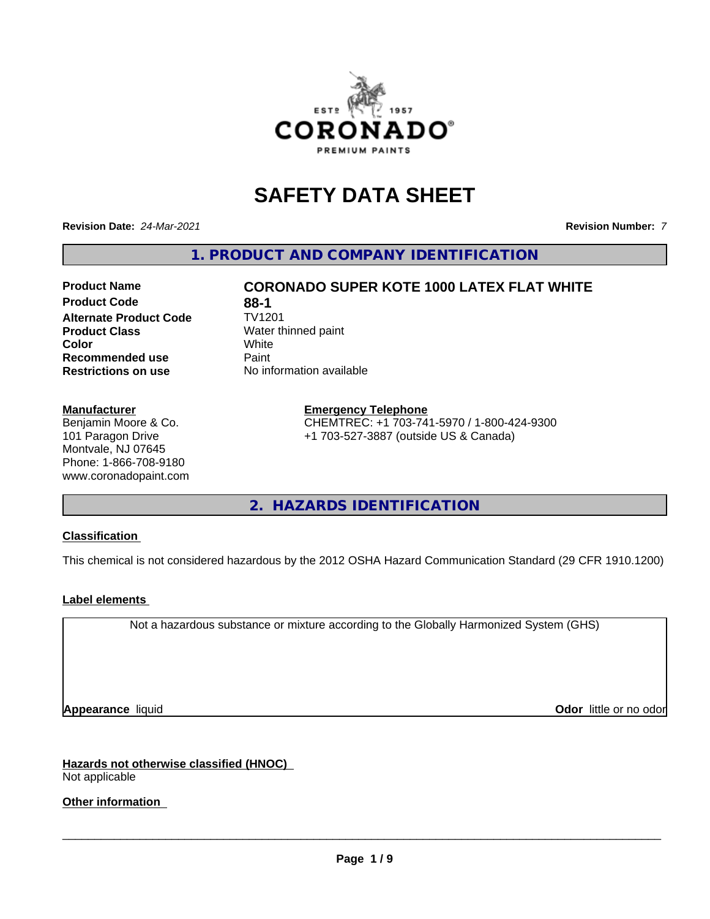# SAFETY DATA SHEET

**Revision Date:** *24-Mar-2021* **Revision Number:** *7*

## 1. PRODUCT AND COMPANY IDENTIFICATION

| | |
|---|---|
| **Product Name** | **CORONADO SUPER KOTE 1000 LATEX FLAT WHITE** |
| **Product Code** | **88-1** |
| **Alternate Product Code** | TV1201 |
| **Product Class** | Water thinned paint |
| **Color** | White |
| **Recommended use** | Paint |
| **Restrictions on use** | No information available |

**Manufacturer**
Benjamin Moore & Co.
101 Paragon Drive
Montvale, NJ 07645
Phone: 1-866-708-9180
www.coronadopaint.com

**Emergency Telephone**
CHEMTREC: +1 703-741-5970 / 1-800-424-9300
+1 703-527-3887 (outside US & Canada)

## 2. HAZARDS IDENTIFICATION

**Classification**

This chemical is not considered hazardous by the 2012 OSHA Hazard Communication Standard (29 CFR 1910.1200)

**Label elements**

Not a hazardous substance or mixture according to the Globally Harmonized System (GHS)

**Appearance** liquid **Odor** little or no odor

**Hazards not otherwise classified (HNOC)**
Not applicable

**Other information**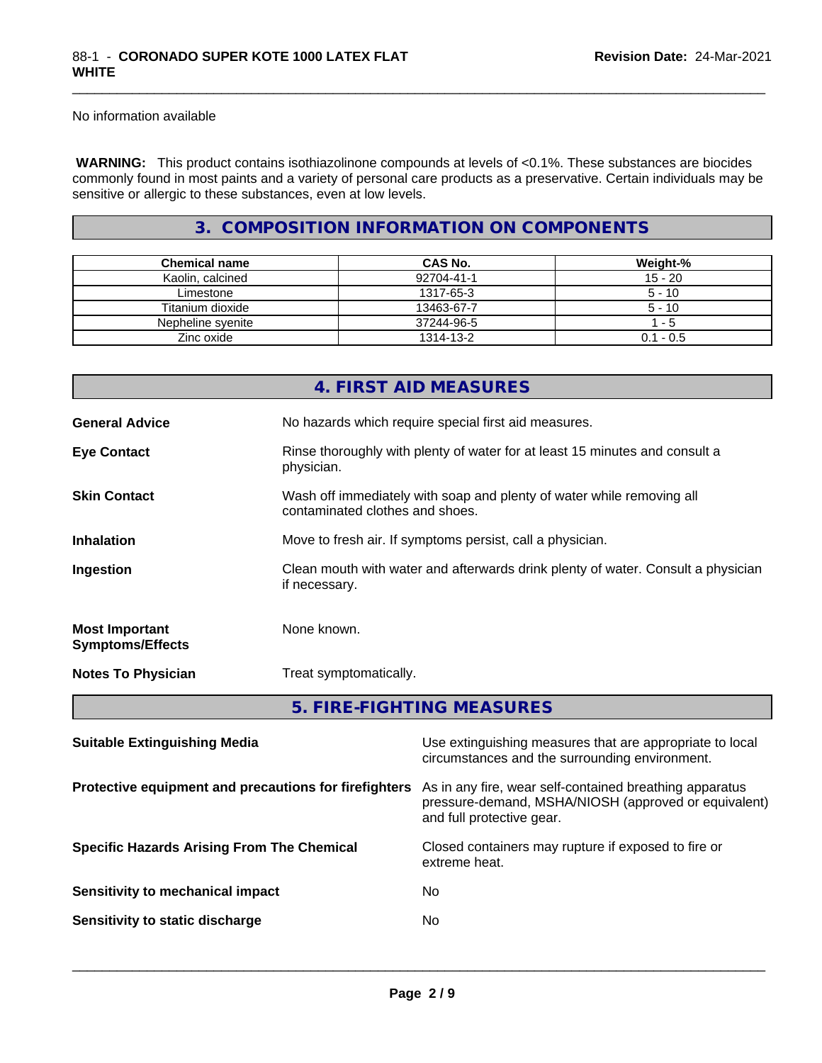No information available

**WARNING:** This product contains isothiazolinone compounds at levels of <0.1%. These substances are biocides commonly found in most paints and a variety of personal care products as a preservative. Certain individuals may be sensitive or allergic to these substances, even at low levels.

## 3. COMPOSITION INFORMATION ON COMPONENTS

| Chemical name | CAS No. | Weight-% |
|---|---|---|
| Kaolin, calcined | 92704-41-1 | 15 - 20 |
| Limestone | 1317-65-3 | 5 - 10 |
| Titanium dioxide | 13463-67-7 | 5 - 10 |
| Nepheline syenite | 37244-96-5 | 1 - 5 |
| Zinc oxide | 1314-13-2 | 0.1 - 0.5 |

## 4. FIRST AID MEASURES

**General Advice** No hazards which require special first aid measures.

**Eye Contact** Rinse thoroughly with plenty of water for at least 15 minutes and consult a physician.

**Skin Contact** Wash off immediately with soap and plenty of water while removing all contaminated clothes and shoes.

**Inhalation** Move to fresh air. If symptoms persist, call a physician.

**Ingestion** Clean mouth with water and afterwards drink plenty of water. Consult a physician if necessary.

**Most Important Symptoms/Effects** None known.

**Notes To Physician** Treat symptomatically.

## 5. FIRE-FIGHTING MEASURES

**Suitable Extinguishing Media** Use extinguishing measures that are appropriate to local circumstances and the surrounding environment.

**Protective equipment and precautions for firefighters** As in any fire, wear self-contained breathing apparatus pressure-demand, MSHA/NIOSH (approved or equivalent) and full protective gear.

**Specific Hazards Arising From The Chemical** Closed containers may rupture if exposed to fire or extreme heat.

**Sensitivity to mechanical impact** No

**Sensitivity to static discharge** No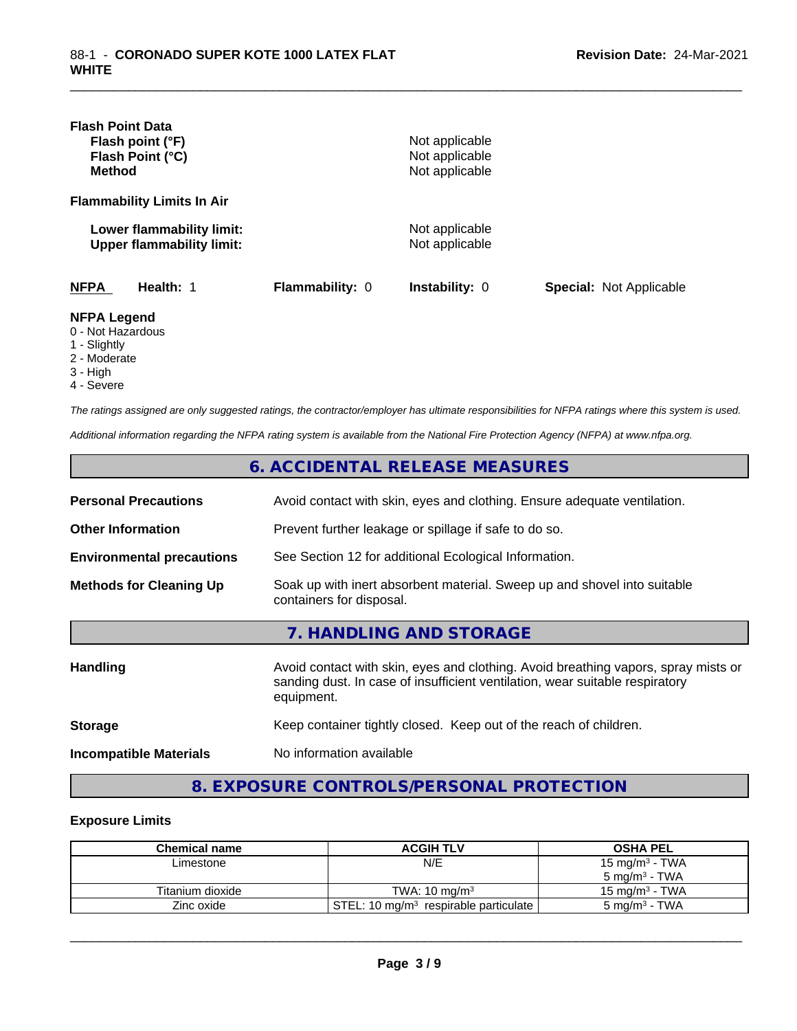**Flash Point Data**

| | |
|---|---|
| **Flash point (°F)** | Not applicable |
| **Flash Point (°C)** | Not applicable |
| **Method** | Not applicable |

**Flammability Limits In Air**

| | |
|---|---|
| **Lower flammability limit:** | Not applicable |
| **Upper flammability limit:** | Not applicable |

**NFPA** **Health:** 1 **Flammability:** 0 **Instability:** 0 **Special:** Not Applicable

**NFPA Legend**

- 0 - Not Hazardous
- 1 - Slightly
- 2 - Moderate
- 3 - High
- 4 - Severe

*The ratings assigned are only suggested ratings, the contractor/employer has ultimate responsibilities for NFPA ratings where this system is used.*

*Additional information regarding the NFPA rating system is available from the National Fire Protection Agency (NFPA) at www.nfpa.org.*

## 6. ACCIDENTAL RELEASE MEASURES

**Personal Precautions** Avoid contact with skin, eyes and clothing. Ensure adequate ventilation.

**Other Information** Prevent further leakage or spillage if safe to do so.

**Environmental precautions** See Section 12 for additional Ecological Information.

**Methods for Cleaning Up** Soak up with inert absorbent material. Sweep up and shovel into suitable containers for disposal.

## 7. HANDLING AND STORAGE

**Handling** Avoid contact with skin, eyes and clothing. Avoid breathing vapors, spray mists or sanding dust. In case of insufficient ventilation, wear suitable respiratory equipment.

**Storage** Keep container tightly closed. Keep out of the reach of children.

**Incompatible Materials** No information available

## 8. EXPOSURE CONTROLS/PERSONAL PROTECTION

### Exposure Limits

| Chemical name | ACGIH TLV | OSHA PEL |
|---|---|---|
| Limestone | N/E | 15 mg/m³ - TWA<br>5 mg/m³ - TWA |
| Titanium dioxide | TWA: 10 mg/m³ | 15 mg/m³ - TWA |
| Zinc oxide | STEL: 10 mg/m³ respirable particulate | 5 mg/m³ - TWA |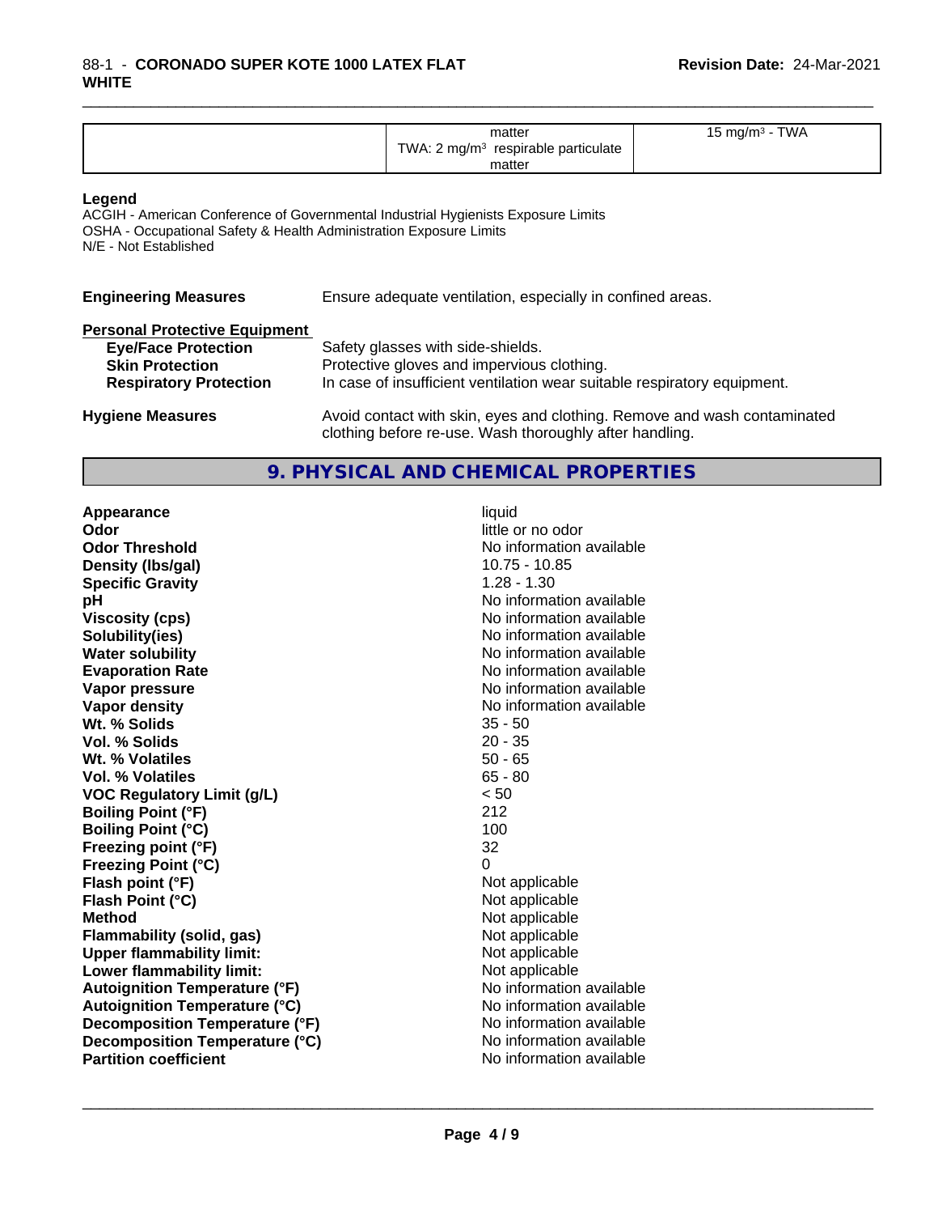| | matter<br>TWA: 2 mg/m$^3$ respirable particulate matter | 15 mg/m$^3$ - TWA |
|---|---|---|

**Legend**

ACGIH - American Conference of Governmental Industrial Hygienists Exposure Limits
OSHA - Occupational Safety & Health Administration Exposure Limits
N/E - Not Established

**Engineering Measures** Ensure adequate ventilation, especially in confined areas.

**Personal Protective Equipment**

**Eye/Face Protection** Safety glasses with side-shields.
**Skin Protection** Protective gloves and impervious clothing.
**Respiratory Protection** In case of insufficient ventilation wear suitable respiratory equipment.

**Hygiene Measures** Avoid contact with skin, eyes and clothing. Remove and wash contaminated clothing before re-use. Wash thoroughly after handling.

## 9. PHYSICAL AND CHEMICAL PROPERTIES

| Property | Value |
|---|---|
| **Appearance** | liquid |
| **Odor** | little or no odor |
| **Odor Threshold** | No information available |
| **Density (lbs/gal)** | 10.75 - 10.85 |
| **Specific Gravity** | 1.28 - 1.30 |
| **pH** | No information available |
| **Viscosity (cps)** | No information available |
| **Solubility(ies)** | No information available |
| **Water solubility** | No information available |
| **Evaporation Rate** | No information available |
| **Vapor pressure** | No information available |
| **Vapor density** | No information available |
| **Wt. % Solids** | 35 - 50 |
| **Vol. % Solids** | 20 - 35 |
| **Wt. % Volatiles** | 50 - 65 |
| **Vol. % Volatiles** | 65 - 80 |
| **VOC Regulatory Limit (g/L)** | < 50 |
| **Boiling Point (°F)** | 212 |
| **Boiling Point (°C)** | 100 |
| **Freezing point (°F)** | 32 |
| **Freezing Point (°C)** | 0 |
| **Flash point (°F)** | Not applicable |
| **Flash Point (°C)** | Not applicable |
| **Method** | Not applicable |
| **Flammability (solid, gas)** | Not applicable |
| **Upper flammability limit:** | Not applicable |
| **Lower flammability limit:** | Not applicable |
| **Autoignition Temperature (°F)** | No information available |
| **Autoignition Temperature (°C)** | No information available |
| **Decomposition Temperature (°F)** | No information available |
| **Decomposition Temperature (°C)** | No information available |
| **Partition coefficient** | No information available |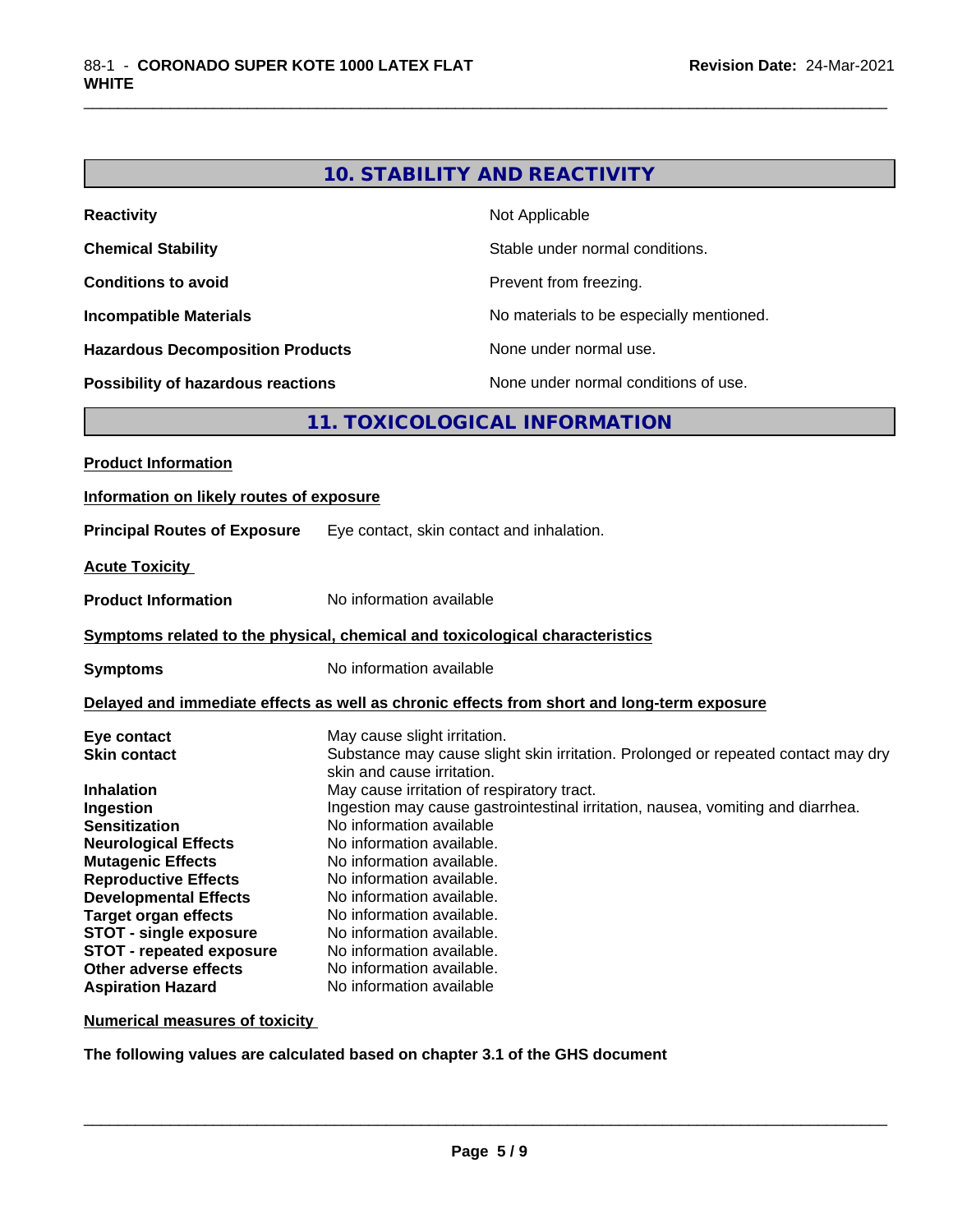## 10. STABILITY AND REACTIVITY

| | |
|---|---|
| **Reactivity** | Not Applicable |
| **Chemical Stability** | Stable under normal conditions. |
| **Conditions to avoid** | Prevent from freezing. |
| **Incompatible Materials** | No materials to be especially mentioned. |
| **Hazardous Decomposition Products** | None under normal use. |
| **Possibility of hazardous reactions** | None under normal conditions of use. |

## 11. TOXICOLOGICAL INFORMATION

**Product Information**

**Information on likely routes of exposure**

**Principal Routes of Exposure** Eye contact, skin contact and inhalation.

**Acute Toxicity**

**Product Information** No information available

**Symptoms related to the physical, chemical and toxicological characteristics**

**Symptoms** No information available

**Delayed and immediate effects as well as chronic effects from short and long-term exposure**

| | |
|---|---|
| **Eye contact** | May cause slight irritation. |
| **Skin contact** | Substance may cause slight skin irritation. Prolonged or repeated contact may dry skin and cause irritation. |
| **Inhalation** | May cause irritation of respiratory tract. |
| **Ingestion** | Ingestion may cause gastrointestinal irritation, nausea, vomiting and diarrhea. |
| **Sensitization** | No information available |
| **Neurological Effects** | No information available. |
| **Mutagenic Effects** | No information available. |
| **Reproductive Effects** | No information available. |
| **Developmental Effects** | No information available. |
| **Target organ effects** | No information available. |
| **STOT - single exposure** | No information available. |
| **STOT - repeated exposure** | No information available. |
| **Other adverse effects** | No information available. |
| **Aspiration Hazard** | No information available |

**Numerical measures of toxicity**

**The following values are calculated based on chapter 3.1 of the GHS document**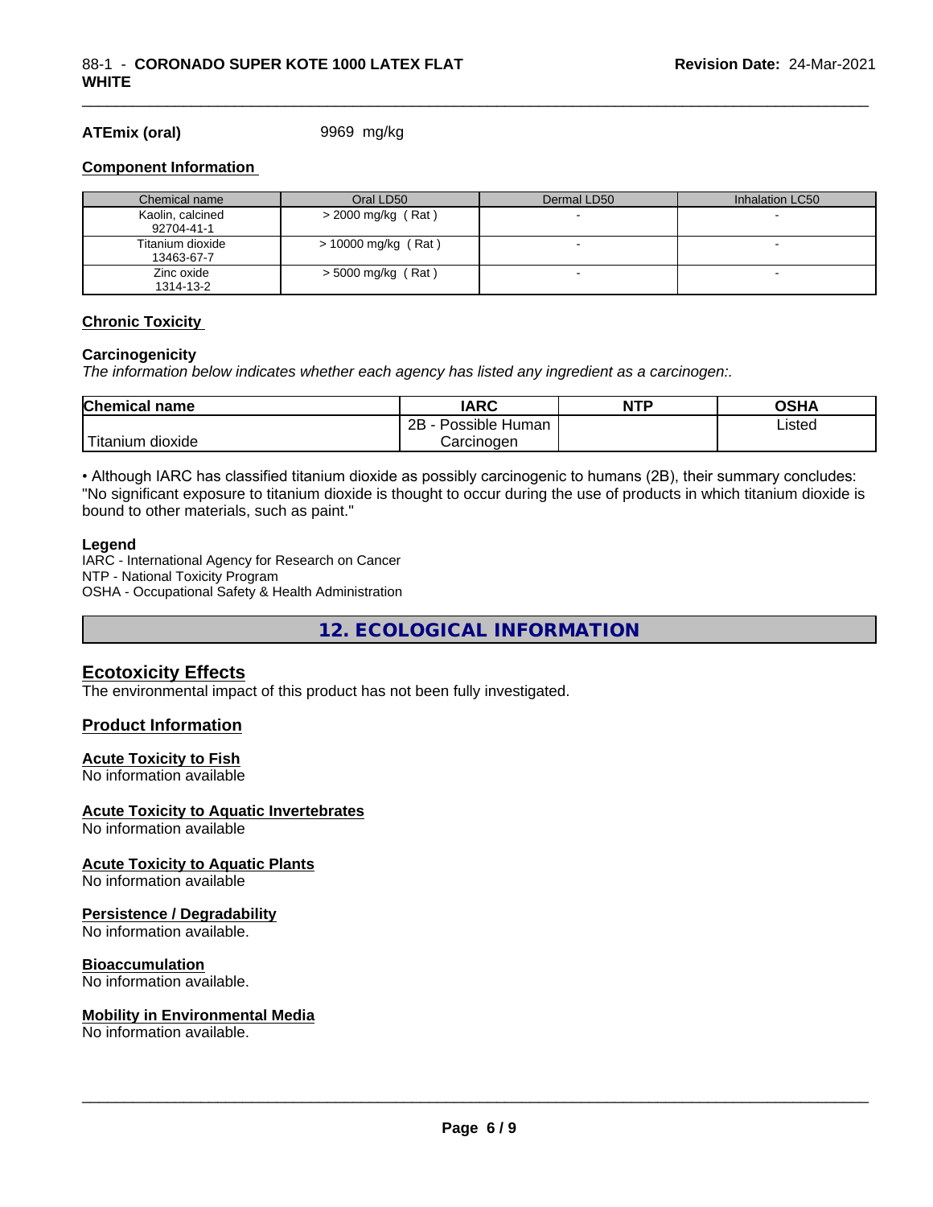**ATEmix (oral)** 9969 mg/kg

### Component Information

| Chemical name | Oral LD50 | Dermal LD50 | Inhalation LC50 |
|---|---|---|---|
| Kaolin, calcined 92704-41-1 | > 2000 mg/kg ( Rat ) | - | - |
| Titanium dioxide 13463-67-7 | > 10000 mg/kg ( Rat ) | - | - |
| Zinc oxide 1314-13-2 | > 5000 mg/kg ( Rat ) | - | - |

### Chronic Toxicity

**Carcinogenicity**

*The information below indicates whether each agency has listed any ingredient as a carcinogen:.*

| Chemical name | IARC | NTP | OSHA |
|---|---|---|---|
| Titanium dioxide | 2B - Possible Human Carcinogen | | Listed |

• Although IARC has classified titanium dioxide as possibly carcinogenic to humans (2B), their summary concludes: "No significant exposure to titanium dioxide is thought to occur during the use of products in which titanium dioxide is bound to other materials, such as paint."

**Legend**

IARC - International Agency for Research on Cancer
NTP - National Toxicity Program
OSHA - Occupational Safety & Health Administration

## 12. ECOLOGICAL INFORMATION

### Ecotoxicity Effects

The environmental impact of this product has not been fully investigated.

### Product Information

**Acute Toxicity to Fish**
No information available

**Acute Toxicity to Aquatic Invertebrates**
No information available

**Acute Toxicity to Aquatic Plants**
No information available

**Persistence / Degradability**
No information available.

**Bioaccumulation**
No information available.

**Mobility in Environmental Media**
No information available.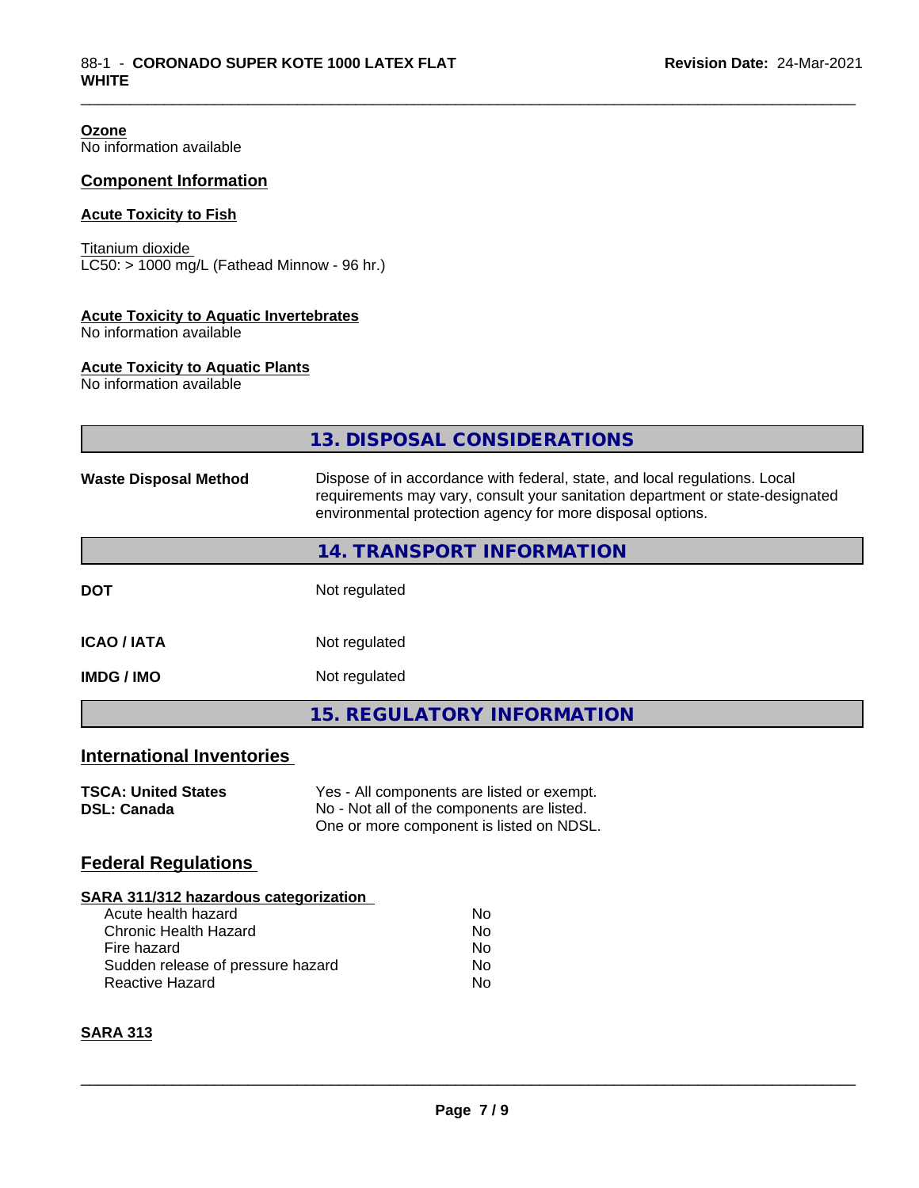**Ozone**
No information available

## Component Information

**Acute Toxicity to Fish**

Titanium dioxide
LC50: > 1000 mg/L (Fathead Minnow - 96 hr.)

**Acute Toxicity to Aquatic Invertebrates**
No information available

**Acute Toxicity to Aquatic Plants**
No information available

# 13. DISPOSAL CONSIDERATIONS

| | |
|---|---|
| **Waste Disposal Method** | Dispose of in accordance with federal, state, and local regulations. Local requirements may vary, consult your sanitation department or state-designated environmental protection agency for more disposal options. |

# 14. TRANSPORT INFORMATION

| | |
|---|---|
| **DOT** | Not regulated |
| **ICAO / IATA** | Not regulated |
| **IMDG / IMO** | Not regulated |

# 15. REGULATORY INFORMATION

## International Inventories

| | |
|---|---|
| **TSCA: United States** | Yes - All components are listed or exempt. |
| **DSL: Canada** | No - Not all of the components are listed. One or more component is listed on NDSL. |

## Federal Regulations

**SARA 311/312 hazardous categorization**

| | |
|---|---|
| Acute health hazard | No |
| Chronic Health Hazard | No |
| Fire hazard | No |
| Sudden release of pressure hazard | No |
| Reactive Hazard | No |

**SARA 313**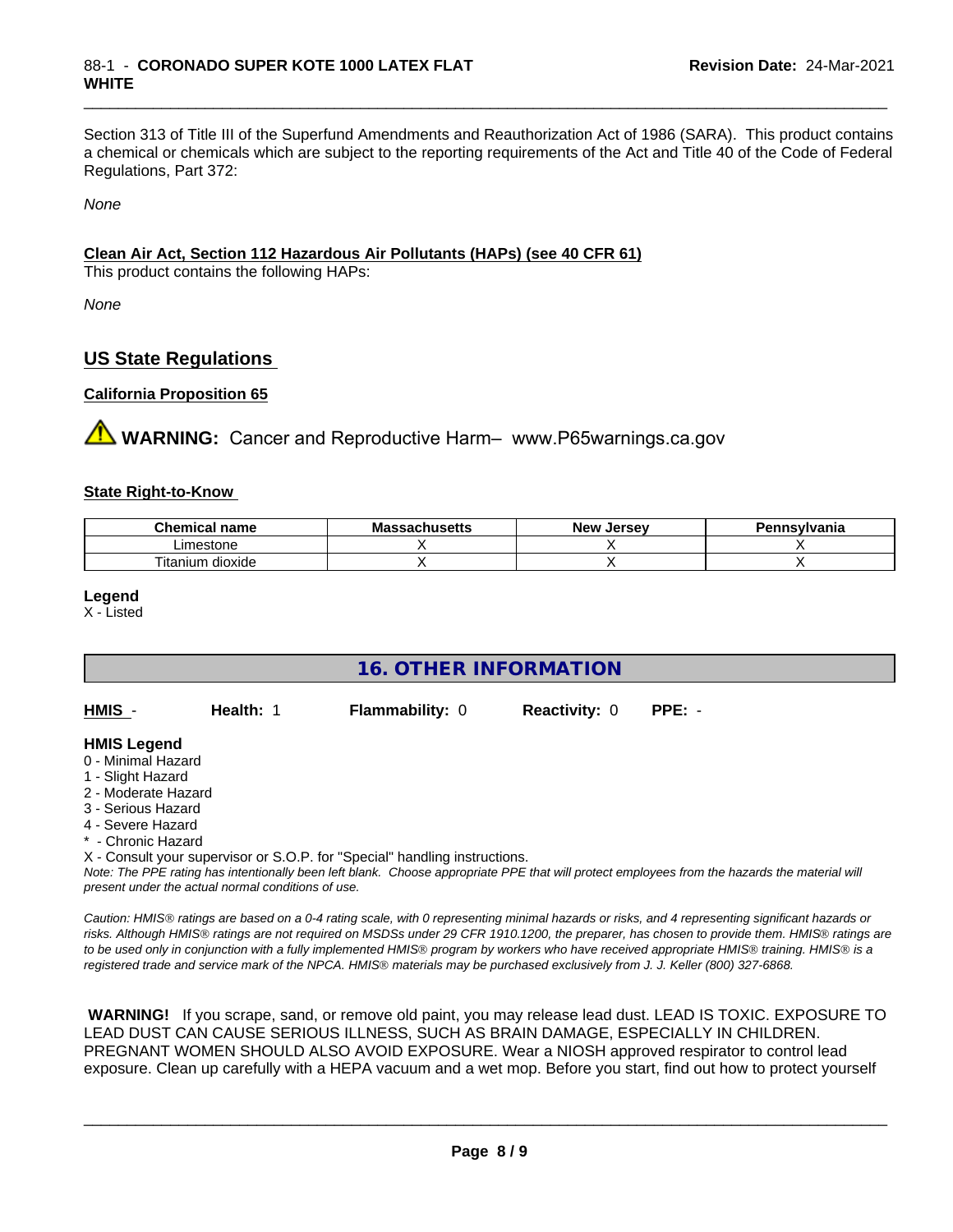Section 313 of Title III of the Superfund Amendments and Reauthorization Act of 1986 (SARA). This product contains a chemical or chemicals which are subject to the reporting requirements of the Act and Title 40 of the Code of Federal Regulations, Part 372:

*None*

**Clean Air Act, Section 112 Hazardous Air Pollutants (HAPs) (see 40 CFR 61)**

This product contains the following HAPs:

*None*

## US State Regulations

**California Proposition 65**

⚠ **WARNING:** Cancer and Reproductive Harm– www.P65warnings.ca.gov

**State Right-to-Know**

| Chemical name | Massachusetts | New Jersey | Pennsylvania |
|---|---|---|---|
| Limestone | X | X | X |
| Titanium dioxide | X | X | X |

**Legend**

X - Listed

## 16. OTHER INFORMATION

**HMIS** - **Health:** 1 **Flammability:** 0 **Reactivity:** 0 **PPE:** -

**HMIS Legend**

0 - Minimal Hazard
1 - Slight Hazard
2 - Moderate Hazard
3 - Serious Hazard
4 - Severe Hazard
* - Chronic Hazard
X - Consult your supervisor or S.O.P. for "Special" handling instructions.

*Note: The PPE rating has intentionally been left blank. Choose appropriate PPE that will protect employees from the hazards the material will present under the actual normal conditions of use.*

*Caution: HMIS® ratings are based on a 0-4 rating scale, with 0 representing minimal hazards or risks, and 4 representing significant hazards or risks. Although HMIS® ratings are not required on MSDSs under 29 CFR 1910.1200, the preparer, has chosen to provide them. HMIS® ratings are to be used only in conjunction with a fully implemented HMIS® program by workers who have received appropriate HMIS® training. HMIS® is a registered trade and service mark of the NPCA. HMIS® materials may be purchased exclusively from J. J. Keller (800) 327-6868.*

**WARNING!** If you scrape, sand, or remove old paint, you may release lead dust. LEAD IS TOXIC. EXPOSURE TO LEAD DUST CAN CAUSE SERIOUS ILLNESS, SUCH AS BRAIN DAMAGE, ESPECIALLY IN CHILDREN. PREGNANT WOMEN SHOULD ALSO AVOID EXPOSURE. Wear a NIOSH approved respirator to control lead exposure. Clean up carefully with a HEPA vacuum and a wet mop. Before you start, find out how to protect yourself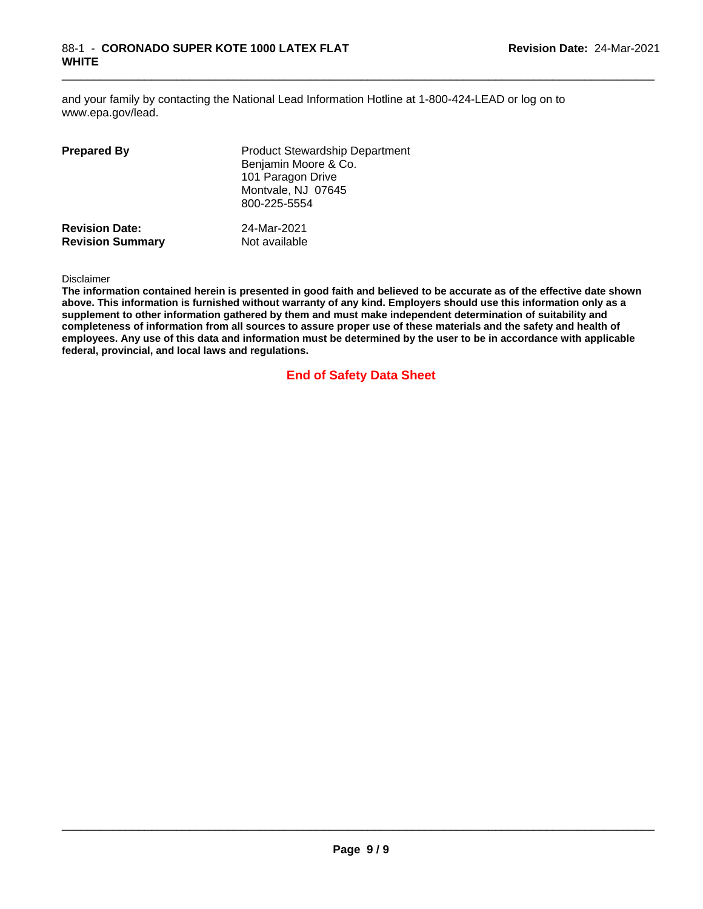and your family by contacting the National Lead Information Hotline at 1-800-424-LEAD or log on to www.epa.gov/lead.

| | |
|---|---|
| **Prepared By** | Product Stewardship Department<br>Benjamin Moore & Co.<br>101 Paragon Drive<br>Montvale, NJ 07645<br>800-225-5554 |
| **Revision Date:** | 24-Mar-2021 |
| **Revision Summary** | Not available |

Disclaimer

**The information contained herein is presented in good faith and believed to be accurate as of the effective date shown above. This information is furnished without warranty of any kind. Employers should use this information only as a supplement to other information gathered by them and must make independent determination of suitability and completeness of information from all sources to assure proper use of these materials and the safety and health of employees. Any use of this data and information must be determined by the user to be in accordance with applicable federal, provincial, and local laws and regulations.**

**End of Safety Data Sheet**